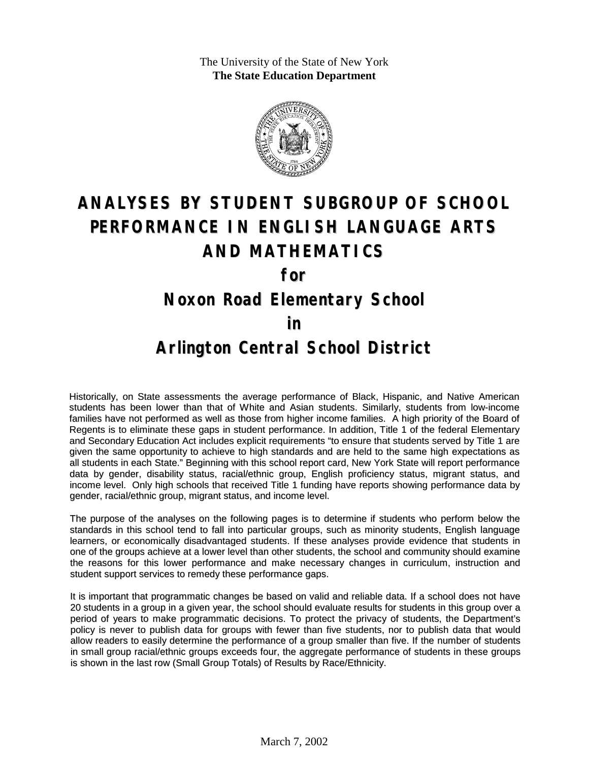The University of the State of New York
**The State Education Department**

# ANALYSES BY STUDENT SUBGROUP OF SCHOOL PERFORMANCE IN ENGLISH LANGUAGE ARTS AND MATHEMATICS

# for

# Noxon Road Elementary School

# in

# Arlington Central School District

Historically, on State assessments the average performance of Black, Hispanic, and Native American students has been lower than that of White and Asian students. Similarly, students from low-income families have not performed as well as those from higher income families. A high priority of the Board of Regents is to eliminate these gaps in student performance. In addition, Title 1 of the federal Elementary and Secondary Education Act includes explicit requirements "to ensure that students served by Title 1 are given the same opportunity to achieve to high standards and are held to the same high expectations as all students in each State." Beginning with this school report card, New York State will report performance data by gender, disability status, racial/ethnic group, English proficiency status, migrant status, and income level. Only high schools that received Title 1 funding have reports showing performance data by gender, racial/ethnic group, migrant status, and income level.

The purpose of the analyses on the following pages is to determine if students who perform below the standards in this school tend to fall into particular groups, such as minority students, English language learners, or economically disadvantaged students. If these analyses provide evidence that students in one of the groups achieve at a lower level than other students, the school and community should examine the reasons for this lower performance and make necessary changes in curriculum, instruction and student support services to remedy these performance gaps.

It is important that programmatic changes be based on valid and reliable data. If a school does not have 20 students in a group in a given year, the school should evaluate results for students in this group over a period of years to make programmatic decisions. To protect the privacy of students, the Department's policy is never to publish data for groups with fewer than five students, nor to publish data that would allow readers to easily determine the performance of a group smaller than five. If the number of students in small group racial/ethnic groups exceeds four, the aggregate performance of students in these groups is shown in the last row (Small Group Totals) of Results by Race/Ethnicity.

March 7, 2002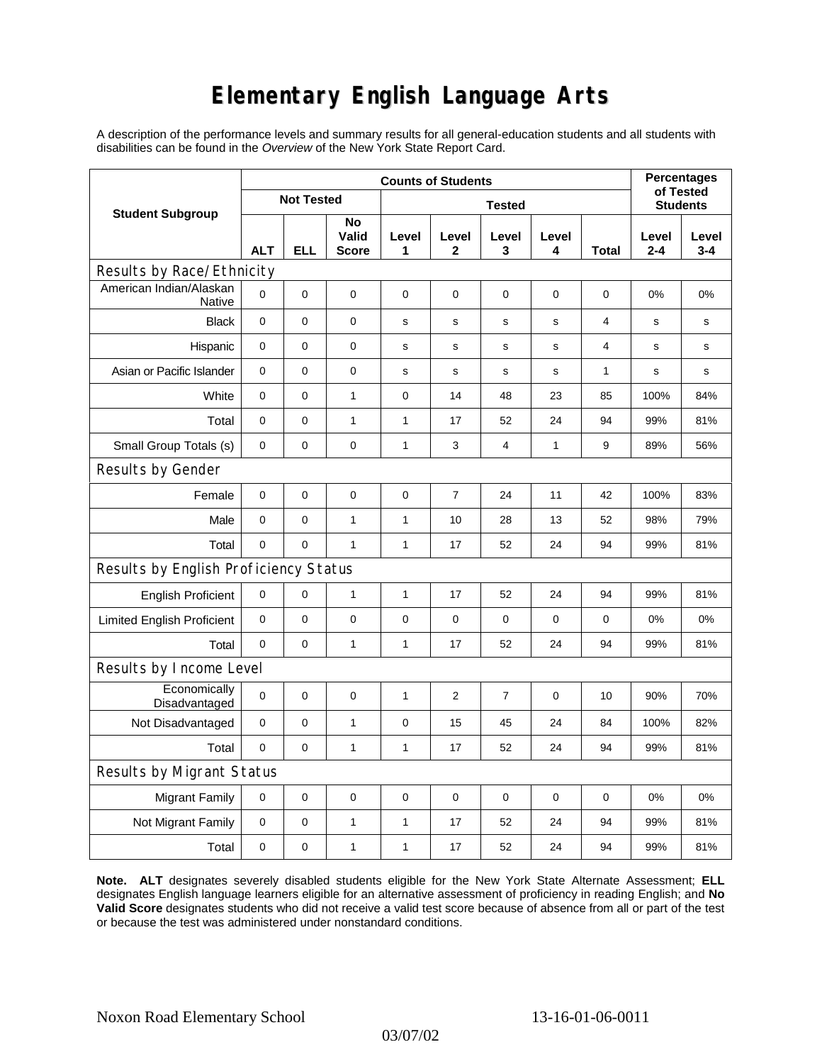# Elementary English Language Arts

A description of the performance levels and summary results for all general-education students and all students with disabilities can be found in the *Overview* of the New York State Report Card.

| Student Subgroup | Counts of Students | | | | | | | | Percentages of Tested Students | |
|---|---|---|---|---|---|---|---|---|---|---|
| | Not Tested | | | Tested | | | | | | |
| | ALT | ELL | No Valid Score | Level 1 | Level 2 | Level 3 | Level 4 | Total | Level 2-4 | Level 3-4 |
| **Results by Race/Ethnicity** | | | | | | | | | | |
| American Indian/Alaskan Native | 0 | 0 | 0 | 0 | 0 | 0 | 0 | 0 | 0% | 0% |
| Black | 0 | 0 | 0 | s | s | s | s | 4 | s | s |
| Hispanic | 0 | 0 | 0 | s | s | s | s | 4 | s | s |
| Asian or Pacific Islander | 0 | 0 | 0 | s | s | s | s | 1 | s | s |
| White | 0 | 0 | 1 | 0 | 14 | 48 | 23 | 85 | 100% | 84% |
| Total | 0 | 0 | 1 | 1 | 17 | 52 | 24 | 94 | 99% | 81% |
| Small Group Totals (s) | 0 | 0 | 0 | 1 | 3 | 4 | 1 | 9 | 89% | 56% |
| **Results by Gender** | | | | | | | | | | |
| Female | 0 | 0 | 0 | 0 | 7 | 24 | 11 | 42 | 100% | 83% |
| Male | 0 | 0 | 1 | 1 | 10 | 28 | 13 | 52 | 98% | 79% |
| Total | 0 | 0 | 1 | 1 | 17 | 52 | 24 | 94 | 99% | 81% |
| **Results by English Proficiency Status** | | | | | | | | | | |
| English Proficient | 0 | 0 | 1 | 1 | 17 | 52 | 24 | 94 | 99% | 81% |
| Limited English Proficient | 0 | 0 | 0 | 0 | 0 | 0 | 0 | 0 | 0% | 0% |
| Total | 0 | 0 | 1 | 1 | 17 | 52 | 24 | 94 | 99% | 81% |
| **Results by Income Level** | | | | | | | | | | |
| Economically Disadvantaged | 0 | 0 | 0 | 1 | 2 | 7 | 0 | 10 | 90% | 70% |
| Not Disadvantaged | 0 | 0 | 1 | 0 | 15 | 45 | 24 | 84 | 100% | 82% |
| Total | 0 | 0 | 1 | 1 | 17 | 52 | 24 | 94 | 99% | 81% |
| **Results by Migrant Status** | | | | | | | | | | |
| Migrant Family | 0 | 0 | 0 | 0 | 0 | 0 | 0 | 0 | 0% | 0% |
| Not Migrant Family | 0 | 0 | 1 | 1 | 17 | 52 | 24 | 94 | 99% | 81% |
| Total | 0 | 0 | 1 | 1 | 17 | 52 | 24 | 94 | 99% | 81% |

**Note. ALT** designates severely disabled students eligible for the New York State Alternate Assessment; **ELL** designates English language learners eligible for an alternative assessment of proficiency in reading English; and **No Valid Score** designates students who did not receive a valid test score because of absence from all or part of the test or because the test was administered under nonstandard conditions.

Noxon Road Elementary School 13-16-01-06-0011

03/07/02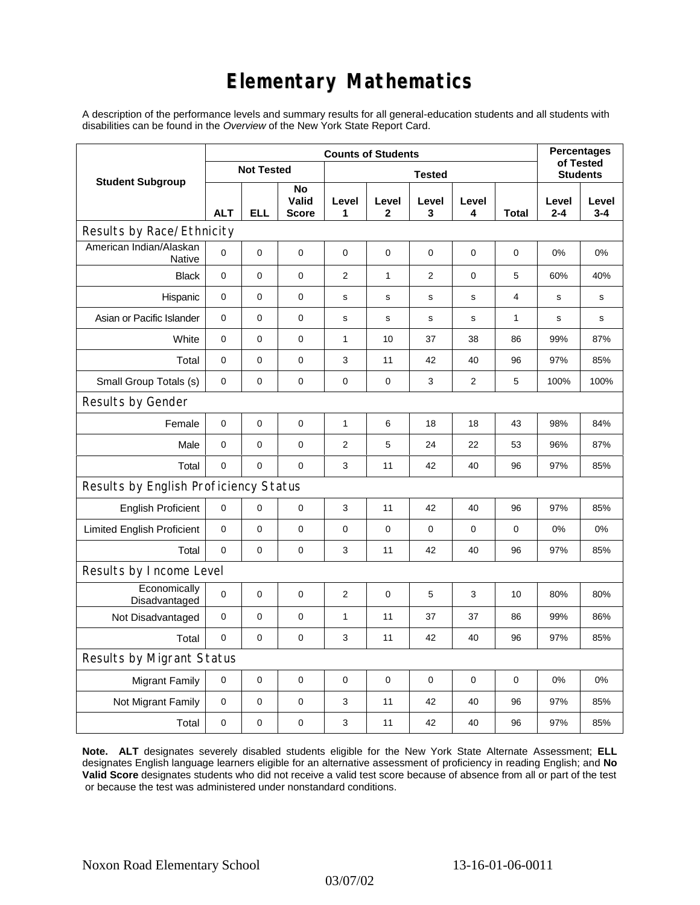# Elementary Mathematics

A description of the performance levels and summary results for all general-education students and all students with disabilities can be found in the *Overview* of the New York State Report Card.

| Student Subgroup | Counts of Students | | | | | | | | Percentages of Tested Students | |
|---|---|---|---|---|---|---|---|---|---|---|
| | Not Tested | | | Tested | | | | | | |
| | ALT | ELL | No Valid Score | Level 1 | Level 2 | Level 3 | Level 4 | Total | Level 2-4 | Level 3-4 |
| **Results by Race/Ethnicity** | | | | | | | | | | |
| American Indian/Alaskan Native | 0 | 0 | 0 | 0 | 0 | 0 | 0 | 0 | 0% | 0% |
| Black | 0 | 0 | 0 | 2 | 1 | 2 | 0 | 5 | 60% | 40% |
| Hispanic | 0 | 0 | 0 | s | s | s | s | 4 | s | s |
| Asian or Pacific Islander | 0 | 0 | 0 | s | s | s | s | 1 | s | s |
| White | 0 | 0 | 0 | 1 | 10 | 37 | 38 | 86 | 99% | 87% |
| Total | 0 | 0 | 0 | 3 | 11 | 42 | 40 | 96 | 97% | 85% |
| Small Group Totals (s) | 0 | 0 | 0 | 0 | 0 | 3 | 2 | 5 | 100% | 100% |
| **Results by Gender** | | | | | | | | | | |
| Female | 0 | 0 | 0 | 1 | 6 | 18 | 18 | 43 | 98% | 84% |
| Male | 0 | 0 | 0 | 2 | 5 | 24 | 22 | 53 | 96% | 87% |
| Total | 0 | 0 | 0 | 3 | 11 | 42 | 40 | 96 | 97% | 85% |
| **Results by English Proficiency Status** | | | | | | | | | | |
| English Proficient | 0 | 0 | 0 | 3 | 11 | 42 | 40 | 96 | 97% | 85% |
| Limited English Proficient | 0 | 0 | 0 | 0 | 0 | 0 | 0 | 0 | 0% | 0% |
| Total | 0 | 0 | 0 | 3 | 11 | 42 | 40 | 96 | 97% | 85% |
| **Results by Income Level** | | | | | | | | | | |
| Economically Disadvantaged | 0 | 0 | 0 | 2 | 0 | 5 | 3 | 10 | 80% | 80% |
| Not Disadvantaged | 0 | 0 | 0 | 1 | 11 | 37 | 37 | 86 | 99% | 86% |
| Total | 0 | 0 | 0 | 3 | 11 | 42 | 40 | 96 | 97% | 85% |
| **Results by Migrant Status** | | | | | | | | | | |
| Migrant Family | 0 | 0 | 0 | 0 | 0 | 0 | 0 | 0 | 0% | 0% |
| Not Migrant Family | 0 | 0 | 0 | 3 | 11 | 42 | 40 | 96 | 97% | 85% |
| Total | 0 | 0 | 0 | 3 | 11 | 42 | 40 | 96 | 97% | 85% |

**Note. ALT** designates severely disabled students eligible for the New York State Alternate Assessment; **ELL** designates English language learners eligible for an alternative assessment of proficiency in reading English; and **No Valid Score** designates students who did not receive a valid test score because of absence from all or part of the test or because the test was administered under nonstandard conditions.

Noxon Road Elementary School 13-16-01-06-0011

03/07/02